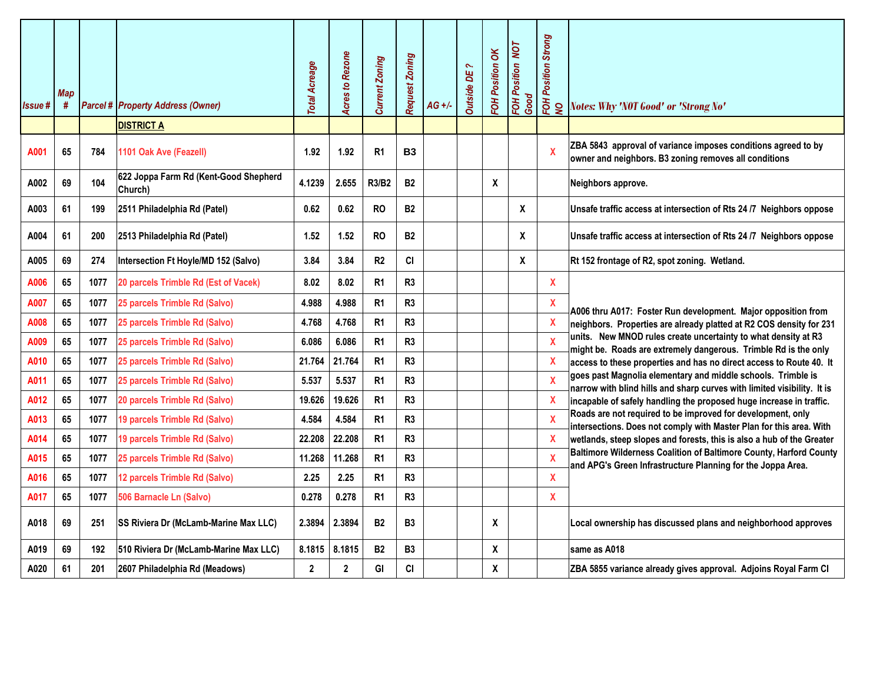| Issue # | Map # | Parcel # | Property Address (Owner) | Total Acreage | Acres to Rezone | Current Zoning | Request Zoning | AG +/- | Outside DE ? | FOH Position OK | FOH Position NOT Good | FOH Position Strong NO | Notes: Why 'NOT Good' or 'Strong No' |
|---|---|---|---|---|---|---|---|---|---|---|---|---|---|
| | | | **DISTRICT A** | | | | | | | | | | |
| A001 | 65 | 784 | 1101 Oak Ave (Feazell) | 1.92 | 1.92 | R1 | B3 | | | | | X | ZBA 5843 approval of variance imposes conditions agreed to by owner and neighbors. B3 zoning removes all conditions |
| A002 | 69 | 104 | 622 Joppa Farm Rd (Kent-Good Shepherd Church) | 4.1239 | 2.655 | R3/B2 | B2 | | | X | | | Neighbors approve. |
| A003 | 61 | 199 | 2511 Philadelphia Rd (Patel) | 0.62 | 0.62 | RO | B2 | | | | X | | Unsafe traffic access at intersection of Rts 24 /7 Neighbors oppose |
| A004 | 61 | 200 | 2513 Philadelphia Rd (Patel) | 1.52 | 1.52 | RO | B2 | | | | X | | Unsafe traffic access at intersection of Rts 24 /7 Neighbors oppose |
| A005 | 69 | 274 | Intersection Ft Hoyle/MD 152 (Salvo) | 3.84 | 3.84 | R2 | CI | | | | X | | Rt 152 frontage of R2, spot zoning. Wetland. |
| A006 | 65 | 1077 | 20 parcels Trimble Rd (Est of Vacek) | 8.02 | 8.02 | R1 | R3 | | | | | X | A006 thru A017: Foster Run development. Major opposition from neighbors. Properties are already platted at R2 COS density for 231 units. New MNOD rules create uncertainty to what density at R3 might be. Roads are extremely dangerous. Trimble Rd is the only access to these properties and has no direct access to Route 40. It goes past Magnolia elementary and middle schools. Trimble is narrow with blind hills and sharp curves with limited visibility. It is incapable of safely handling the proposed huge increase in traffic. Roads are not required to be improved for development, only intersections. Does not comply with Master Plan for this area. With wetlands, steep slopes and forests, this is also a hub of the Greater Baltimore Wilderness Coalition of Baltimore County, Harford County and APG's Green Infrastructure Planning for the Joppa Area. |
| A007 | 65 | 1077 | 25 parcels Trimble Rd (Salvo) | 4.988 | 4.988 | R1 | R3 | | | | | X | |
| A008 | 65 | 1077 | 25 parcels Trimble Rd (Salvo) | 4.768 | 4.768 | R1 | R3 | | | | | X | |
| A009 | 65 | 1077 | 25 parcels Trimble Rd (Salvo) | 6.086 | 6.086 | R1 | R3 | | | | | X | |
| A010 | 65 | 1077 | 25 parcels Trimble Rd (Salvo) | 21.764 | 21.764 | R1 | R3 | | | | | X | |
| A011 | 65 | 1077 | 25 parcels Trimble Rd (Salvo) | 5.537 | 5.537 | R1 | R3 | | | | | X | |
| A012 | 65 | 1077 | 20 parcels Trimble Rd (Salvo) | 19.626 | 19.626 | R1 | R3 | | | | | X | |
| A013 | 65 | 1077 | 19 parcels Trimble Rd (Salvo) | 4.584 | 4.584 | R1 | R3 | | | | | X | |
| A014 | 65 | 1077 | 19 parcels Trimble Rd (Salvo) | 22.208 | 22.208 | R1 | R3 | | | | | X | |
| A015 | 65 | 1077 | 25 parcels Trimble Rd (Salvo) | 11.268 | 11.268 | R1 | R3 | | | | | X | |
| A016 | 65 | 1077 | 12 parcels Trimble Rd (Salvo) | 2.25 | 2.25 | R1 | R3 | | | | | X | |
| A017 | 65 | 1077 | 506 Barnacle Ln (Salvo) | 0.278 | 0.278 | R1 | R3 | | | | | X | |
| A018 | 69 | 251 | SS Riviera Dr (McLamb-Marine Max LLC) | 2.3894 | 2.3894 | B2 | B3 | | | X | | | Local ownership has discussed plans and neighborhood approves |
| A019 | 69 | 192 | 510 Riviera Dr (McLamb-Marine Max LLC) | 8.1815 | 8.1815 | B2 | B3 | | | X | | | same as A018 |
| A020 | 61 | 201 | 2607 Philadelphia Rd (Meadows) | 2 | 2 | GI | CI | | | X | | | ZBA 5855 variance already gives approval. Adjoins Royal Farm CI |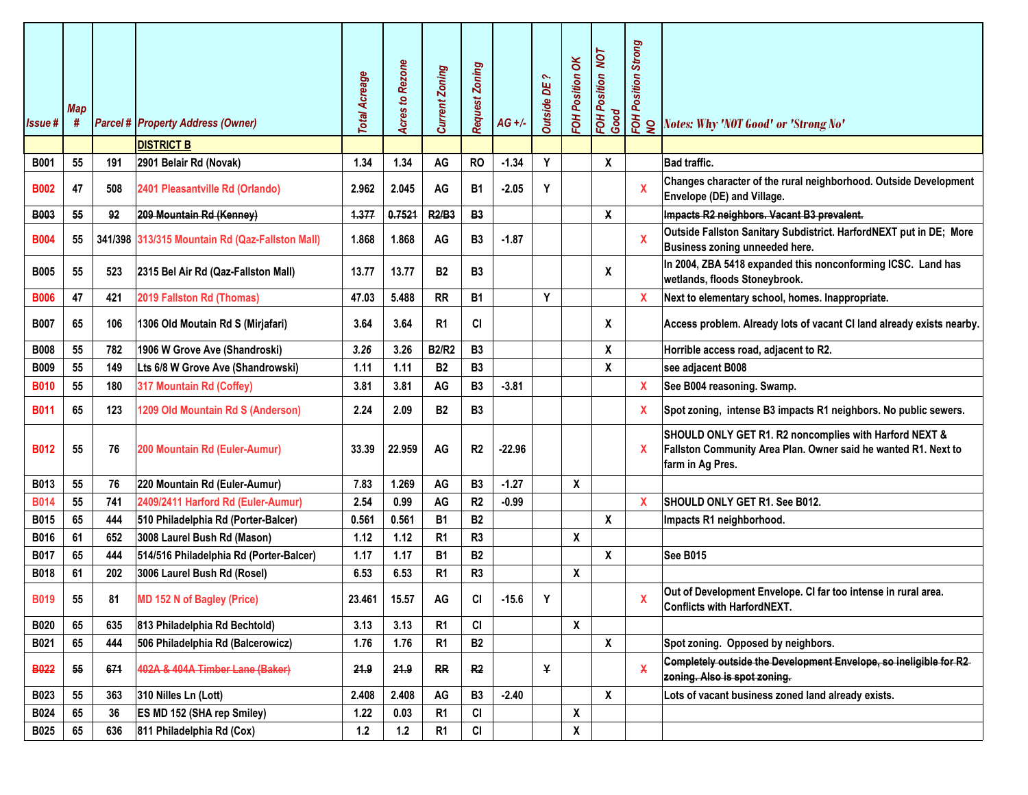| Issue # | Map # | Parcel # | Property Address (Owner) | Total Acreage | Acres to Rezone | Current Zoning | Request Zoning | AG +/- | Outside DE ? | FOH Position OK | FOH Position NOT Good | FOH Position Strong NO | Notes: Why 'NOT Good' or 'Strong No' |
|---|---|---|---|---|---|---|---|---|---|---|---|---|---|
| | | | **DISTRICT B** | | | | | | | | | | |
| B001 | 55 | 191 | 2901 Belair Rd (Novak) | 1.34 | 1.34 | AG | RO | -1.34 | Y | | X | | Bad traffic. |
| B002 | 47 | 508 | 2401 Pleasantville Rd (Orlando) | 2.962 | 2.045 | AG | B1 | -2.05 | Y | | | X | Changes character of the rural neighborhood. Outside Development Envelope (DE) and Village. |
| ~~B003~~ | ~~55~~ | ~~92~~ | ~~209 Mountain Rd (Kenney)~~ | ~~1.377~~ | ~~0.7521~~ | ~~R2/B3~~ | ~~B3~~ | | | | ~~X~~ | | ~~Impacts R2 neighbors. Vacant B3 prevalent.~~ |
| B004 | 55 | 341/398 | 313/315 Mountain Rd (Qaz-Fallston Mall) | 1.868 | 1.868 | AG | B3 | -1.87 | | | | X | Outside Fallston Sanitary Subdistrict. HarfordNEXT put in DE; More Business zoning unneeded here. |
| B005 | 55 | 523 | 2315 Bel Air Rd (Qaz-Fallston Mall) | 13.77 | 13.77 | B2 | B3 | | | | X | | In 2004, ZBA 5418 expanded this nonconforming ICSC. Land has wetlands, floods Stoneybrook. |
| B006 | 47 | 421 | 2019 Fallston Rd (Thomas) | 47.03 | 5.488 | RR | B1 | | Y | | | X | Next to elementary school, homes. Inappropriate. |
| B007 | 65 | 106 | 1306 Old Moutain Rd S (Mirjafari) | 3.64 | 3.64 | R1 | CI | | | | X | | Access problem. Already lots of vacant CI land already exists nearby. |
| B008 | 55 | 782 | 1906 W Grove Ave (Shandroski) | 3.26 | 3.26 | B2/R2 | B3 | | | | X | | Horrible access road, adjacent to R2. |
| B009 | 55 | 149 | Lts 6/8 W Grove Ave (Shandrowski) | 1.11 | 1.11 | B2 | B3 | | | | X | | see adjacent B008 |
| B010 | 55 | 180 | 317 Mountain Rd (Coffey) | 3.81 | 3.81 | AG | B3 | -3.81 | | | | X | See B004 reasoning. Swamp. |
| B011 | 65 | 123 | 1209 Old Mountain Rd S (Anderson) | 2.24 | 2.09 | B2 | B3 | | | | | X | Spot zoning, intense B3 impacts R1 neighbors. No public sewers. |
| B012 | 55 | 76 | 200 Mountain Rd (Euler-Aumur) | 33.39 | 22.959 | AG | R2 | -22.96 | | | | X | SHOULD ONLY GET R1. R2 noncomplies with Harford NEXT & Fallston Community Area Plan. Owner said he wanted R1. Next to farm in Ag Pres. |
| B013 | 55 | 76 | 220 Mountain Rd (Euler-Aumur) | 7.83 | 1.269 | AG | B3 | -1.27 | | X | | | |
| B014 | 55 | 741 | 2409/2411 Harford Rd (Euler-Aumur) | 2.54 | 0.99 | AG | R2 | -0.99 | | | | X | SHOULD ONLY GET R1. See B012. |
| B015 | 65 | 444 | 510 Philadelphia Rd (Porter-Balcer) | 0.561 | 0.561 | B1 | B2 | | | | X | | Impacts R1 neighborhood. |
| B016 | 61 | 652 | 3008 Laurel Bush Rd (Mason) | 1.12 | 1.12 | R1 | R3 | | | X | | | |
| B017 | 65 | 444 | 514/516 Philadelphia Rd (Porter-Balcer) | 1.17 | 1.17 | B1 | B2 | | | | X | | See B015 |
| B018 | 61 | 202 | 3006 Laurel Bush Rd (Rosel) | 6.53 | 6.53 | R1 | R3 | | | X | | | |
| B019 | 55 | 81 | MD 152 N of Bagley (Price) | 23.461 | 15.57 | AG | CI | -15.6 | Y | | | X | Out of Development Envelope. CI far too intense in rural area. Conflicts with HarfordNEXT. |
| B020 | 65 | 635 | 813 Philadelphia Rd Bechtold) | 3.13 | 3.13 | R1 | CI | | | X | | | |
| B021 | 65 | 444 | 506 Philadelphia Rd (Balcerowicz) | 1.76 | 1.76 | R1 | B2 | | | | X | | Spot zoning. Opposed by neighbors. |
| ~~B022~~ | ~~55~~ | ~~671~~ | ~~402A & 404A Timber Lane (Baker)~~ | ~~21.9~~ | ~~21.9~~ | ~~RR~~ | ~~R2~~ | | ~~Y~~ | | | ~~X~~ | ~~Completely outside the Development Envelope, so ineligible for R2 zoning. Also is spot zoning.~~ |
| B023 | 55 | 363 | 310 Nilles Ln (Lott) | 2.408 | 2.408 | AG | B3 | -2.40 | | | X | | Lots of vacant business zoned land already exists. |
| B024 | 65 | 36 | ES MD 152 (SHA rep Smiley) | 1.22 | 0.03 | R1 | CI | | | X | | | |
| B025 | 65 | 636 | 811 Philadelphia Rd (Cox) | 1.2 | 1.2 | R1 | CI | | | X | | | |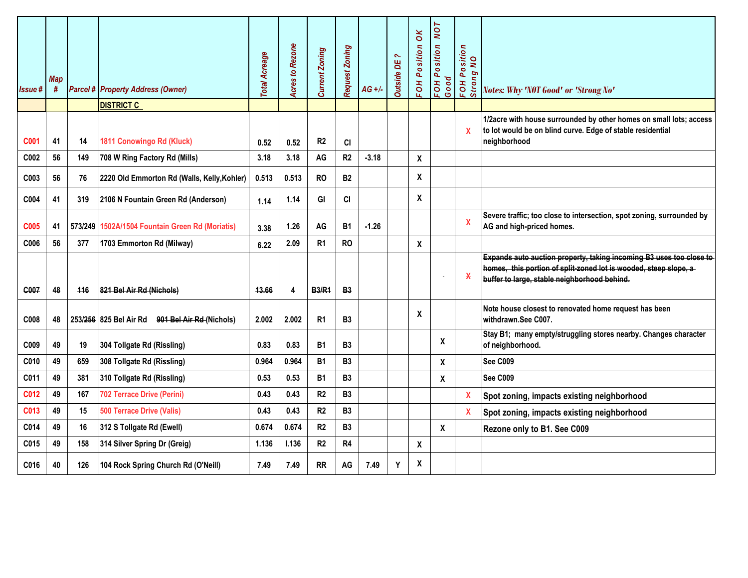| Issue # | Map # | Parcel # | Property Address (Owner) | Total Acreage | Acres to Rezone | Current Zoning | Request Zoning | AG +/- | Outside DE ? | FOH Position OK | FOH Position NOT Good | FOH Position Strong NO | Notes: Why 'NOT Good' or 'Strong No' |
|---|---|---|---|---|---|---|---|---|---|---|---|---|---|
| | | | DISTRICT C | | | | | | | | | | |
| C001 | 41 | 14 | 1811 Conowingo Rd (Kluck) | 0.52 | 0.52 | R2 | CI | | | | | X | 1/2acre with house surrounded by other homes on small lots; access to lot would be on blind curve. Edge of stable residential neighborhood |
| C002 | 56 | 149 | 708 W Ring Factory Rd (Mills) | 3.18 | 3.18 | AG | R2 | -3.18 | | X | | | |
| C003 | 56 | 76 | 2220 Old Emmorton Rd (Walls, Kelly,Kohler) | 0.513 | 0.513 | RO | B2 | | | X | | | |
| C004 | 41 | 319 | 2106 N Fountain Green Rd (Anderson) | 1.14 | 1.14 | GI | CI | | | X | | | |
| C005 | 41 | 573/249 | 1502A/1504 Fountain Green Rd (Moriatis) | 3.38 | 1.26 | AG | B1 | -1.26 | | | | X | Severe traffic; too close to intersection, spot zoning, surrounded by AG and high-priced homes. |
| C006 | 56 | 377 | 1703 Emmorton Rd (Milway) | 6.22 | 2.09 | R1 | RO | | | X | | | |
| ~~C007~~ | ~~48~~ | ~~116~~ | ~~821 Bel Air Rd (Nichols)~~ | ~~13.66~~ | 4 | ~~B3/R1~~ | ~~B3~~ | | | | - | ~~X~~ | ~~Expands auto auction property, taking incoming B3 uses too close to homes, this portion of split-zoned lot is wooded, steep slope, a buffer to large, stable neighborhood behind.~~ |
| C008 | 48 | 253/~~256~~ | 825 Bel Air Rd ~~901 Bel Air Rd~~ (Nichols) | 2.002 | 2.002 | R1 | B3 | | | X | | | Note house closest to renovated home request has been withdrawn.See C007. |
| C009 | 49 | 19 | 304 Tollgate Rd (Rissling) | 0.83 | 0.83 | B1 | B3 | | | | X | | Stay B1; many empty/struggling stores nearby. Changes character of neighborhood. |
| C010 | 49 | 659 | 308 Tollgate Rd (Rissling) | 0.964 | 0.964 | B1 | B3 | | | | X | | See C009 |
| C011 | 49 | 381 | 310 Tollgate Rd (Rissling) | 0.53 | 0.53 | B1 | B3 | | | | X | | See C009 |
| C012 | 49 | 167 | 702 Terrace Drive (Perini) | 0.43 | 0.43 | R2 | B3 | | | | | X | Spot zoning, impacts existing neighborhood |
| C013 | 49 | 15 | 500 Terrace Drive (Valis) | 0.43 | 0.43 | R2 | B3 | | | | | X | Spot zoning, impacts existing neighborhood |
| C014 | 49 | 16 | 312 S Tollgate Rd (Ewell) | 0.674 | 0.674 | R2 | B3 | | | | X | | Rezone only to B1. See C009 |
| C015 | 49 | 158 | 314 Silver Spring Dr (Greig) | 1.136 | l.136 | R2 | R4 | | | X | | | |
| C016 | 40 | 126 | 104 Rock Spring Church Rd (O'Neill) | 7.49 | 7.49 | RR | AG | 7.49 | Y | X | | | |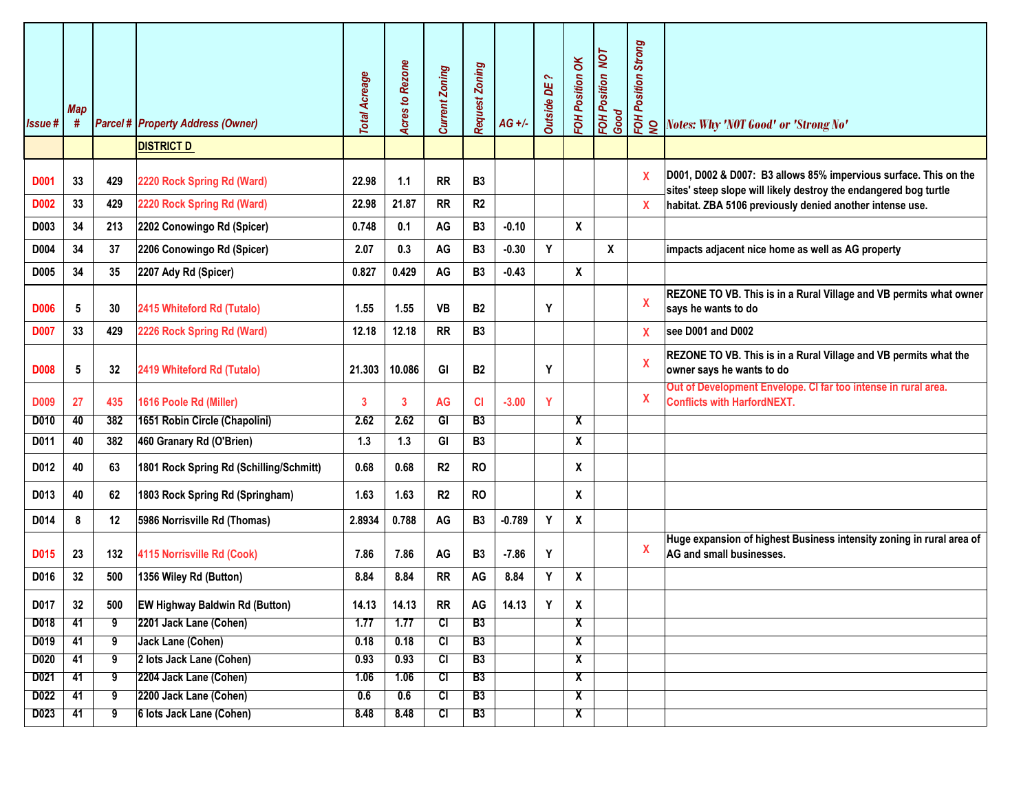| Issue # | Map # | Parcel # | Property Address (Owner) | Total Acreage | Acres to Rezone | Current Zoning | Request Zoning | AG +/- | Outside DE ? | FOH Position OK | FOH Position NOT Good | FOH Position Strong NO | Notes: Why 'NOT Good' or 'Strong No' |
|---|---|---|---|---|---|---|---|---|---|---|---|---|---|
| | | | **DISTRICT D** | | | | | | | | | | |
| D001 | 33 | 429 | 2220 Rock Spring Rd (Ward) | 22.98 | 1.1 | RR | B3 | | | | | X | D001, D002 & D007: B3 allows 85% impervious surface. This on the sites' steep slope will likely destroy the endangered bog turtle habitat. ZBA 5106 previously denied another intense use. |
| D002 | 33 | 429 | 2220 Rock Spring Rd (Ward) | 22.98 | 21.87 | RR | R2 | | | | | X | |
| D003 | 34 | 213 | 2202 Conowingo Rd (Spicer) | 0.748 | 0.1 | AG | B3 | -0.10 | | X | | | |
| D004 | 34 | 37 | 2206 Conowingo Rd (Spicer) | 2.07 | 0.3 | AG | B3 | -0.30 | Y | | X | | impacts adjacent nice home as well as AG property |
| D005 | 34 | 35 | 2207 Ady Rd (Spicer) | 0.827 | 0.429 | AG | B3 | -0.43 | | X | | | |
| D006 | 5 | 30 | 2415 Whiteford Rd (Tutalo) | 1.55 | 1.55 | VB | B2 | | Y | | | X | REZONE TO VB. This is in a Rural Village and VB permits what owner says he wants to do |
| D007 | 33 | 429 | 2226 Rock Spring Rd (Ward) | 12.18 | 12.18 | RR | B3 | | | | | X | see D001 and D002 |
| D008 | 5 | 32 | 2419 Whiteford Rd (Tutalo) | 21.303 | 10.086 | GI | B2 | | Y | | | X | REZONE TO VB. This is in a Rural Village and VB permits what the owner says he wants to do |
| D009 | 27 | 435 | 1616 Poole Rd (Miller) | 3 | 3 | AG | CI | -3.00 | Y | | | X | Out of Development Envelope. CI far too intense in rural area. Conflicts with HarfordNEXT. |
| D010 | 40 | 382 | 1651 Robin Circle (Chapolini) | 2.62 | 2.62 | GI | B3 | | | X | | | |
| D011 | 40 | 382 | 460 Granary Rd (O'Brien) | 1.3 | 1.3 | GI | B3 | | | X | | | |
| D012 | 40 | 63 | 1801 Rock Spring Rd (Schilling/Schmitt) | 0.68 | 0.68 | R2 | RO | | | X | | | |
| D013 | 40 | 62 | 1803 Rock Spring Rd (Springham) | 1.63 | 1.63 | R2 | RO | | | X | | | |
| D014 | 8 | 12 | 5986 Norrisville Rd (Thomas) | 2.8934 | 0.788 | AG | B3 | -0.789 | Y | X | | | |
| D015 | 23 | 132 | 4115 Norrisville Rd (Cook) | 7.86 | 7.86 | AG | B3 | -7.86 | Y | | | X | Huge expansion of highest Business intensity zoning in rural area of AG and small businesses. |
| D016 | 32 | 500 | 1356 Wiley Rd (Button) | 8.84 | 8.84 | RR | AG | 8.84 | Y | X | | | |
| D017 | 32 | 500 | EW Highway Baldwin Rd (Button) | 14.13 | 14.13 | RR | AG | 14.13 | Y | X | | | |
| D018 | 41 | 9 | 2201 Jack Lane (Cohen) | 1.77 | 1.77 | CI | B3 | | | X | | | |
| D019 | 41 | 9 | Jack Lane (Cohen) | 0.18 | 0.18 | CI | B3 | | | X | | | |
| D020 | 41 | 9 | 2 lots Jack Lane (Cohen) | 0.93 | 0.93 | CI | B3 | | | X | | | |
| D021 | 41 | 9 | 2204 Jack Lane (Cohen) | 1.06 | 1.06 | CI | B3 | | | X | | | |
| D022 | 41 | 9 | 2200 Jack Lane (Cohen) | 0.6 | 0.6 | CI | B3 | | | X | | | |
| D023 | 41 | 9 | 6 lots Jack Lane (Cohen) | 8.48 | 8.48 | CI | B3 | | | X | | | |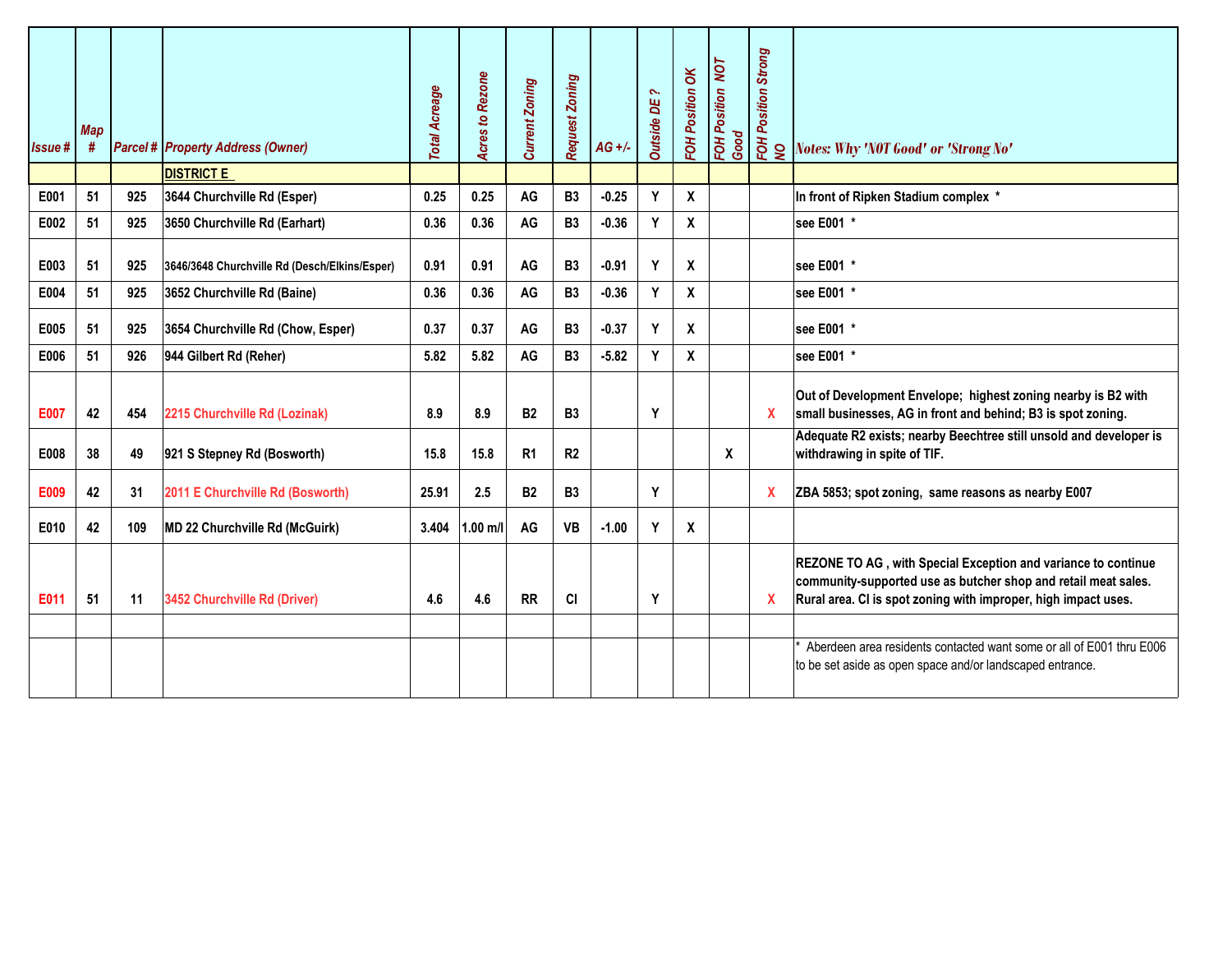| Issue # | Map # | Parcel # | Property Address (Owner) | Total Acreage | Acres to Rezone | Current Zoning | Request Zoning | AG +/- | Outside DE ? | FOH Position OK | FOH Position NOT Good | FOH Position Strong NO | Notes: Why 'NOT Good' or 'Strong No' |
|---|---|---|---|---|---|---|---|---|---|---|---|---|---|
| | | | **DISTRICT E** | | | | | | | | | | |
| E001 | 51 | 925 | 3644 Churchville Rd (Esper) | 0.25 | 0.25 | AG | B3 | -0.25 | Y | X | | | In front of Ripken Stadium complex * |
| E002 | 51 | 925 | 3650 Churchville Rd (Earhart) | 0.36 | 0.36 | AG | B3 | -0.36 | Y | X | | | see E001 * |
| E003 | 51 | 925 | 3646/3648 Churchville Rd (Desch/Elkins/Esper) | 0.91 | 0.91 | AG | B3 | -0.91 | Y | X | | | see E001 * |
| E004 | 51 | 925 | 3652 Churchville Rd (Baine) | 0.36 | 0.36 | AG | B3 | -0.36 | Y | X | | | see E001 * |
| E005 | 51 | 925 | 3654 Churchville Rd (Chow, Esper) | 0.37 | 0.37 | AG | B3 | -0.37 | Y | X | | | see E001 * |
| E006 | 51 | 926 | 944 Gilbert Rd (Reher) | 5.82 | 5.82 | AG | B3 | -5.82 | Y | X | | | see E001 * |
| E007 | 42 | 454 | 2215 Churchville Rd (Lozinak) | 8.9 | 8.9 | B2 | B3 | | Y | | | X | Out of Development Envelope; highest zoning nearby is B2 with small businesses, AG in front and behind; B3 is spot zoning. |
| E008 | 38 | 49 | 921 S Stepney Rd (Bosworth) | 15.8 | 15.8 | R1 | R2 | | | | X | | Adequate R2 exists; nearby Beechtree still unsold and developer is withdrawing in spite of TIF. |
| E009 | 42 | 31 | 2011 E Churchville Rd (Bosworth) | 25.91 | 2.5 | B2 | B3 | | Y | | | X | ZBA 5853; spot zoning, same reasons as nearby E007 |
| E010 | 42 | 109 | MD 22 Churchville Rd (McGuirk) | 3.404 | 1.00 m/l | AG | VB | -1.00 | Y | X | | | |
| E011 | 51 | 11 | 3452 Churchville Rd (Driver) | 4.6 | 4.6 | RR | CI | | Y | | | X | REZONE TO AG , with Special Exception and variance to continue community-supported use as butcher shop and retail meat sales. Rural area. CI is spot zoning with improper, high impact uses. |
| | | | | | | | | | | | | | |
| | | | | | | | | | | | | | * Aberdeen area residents contacted want some or all of E001 thru E006 to be set aside as open space and/or landscaped entrance. |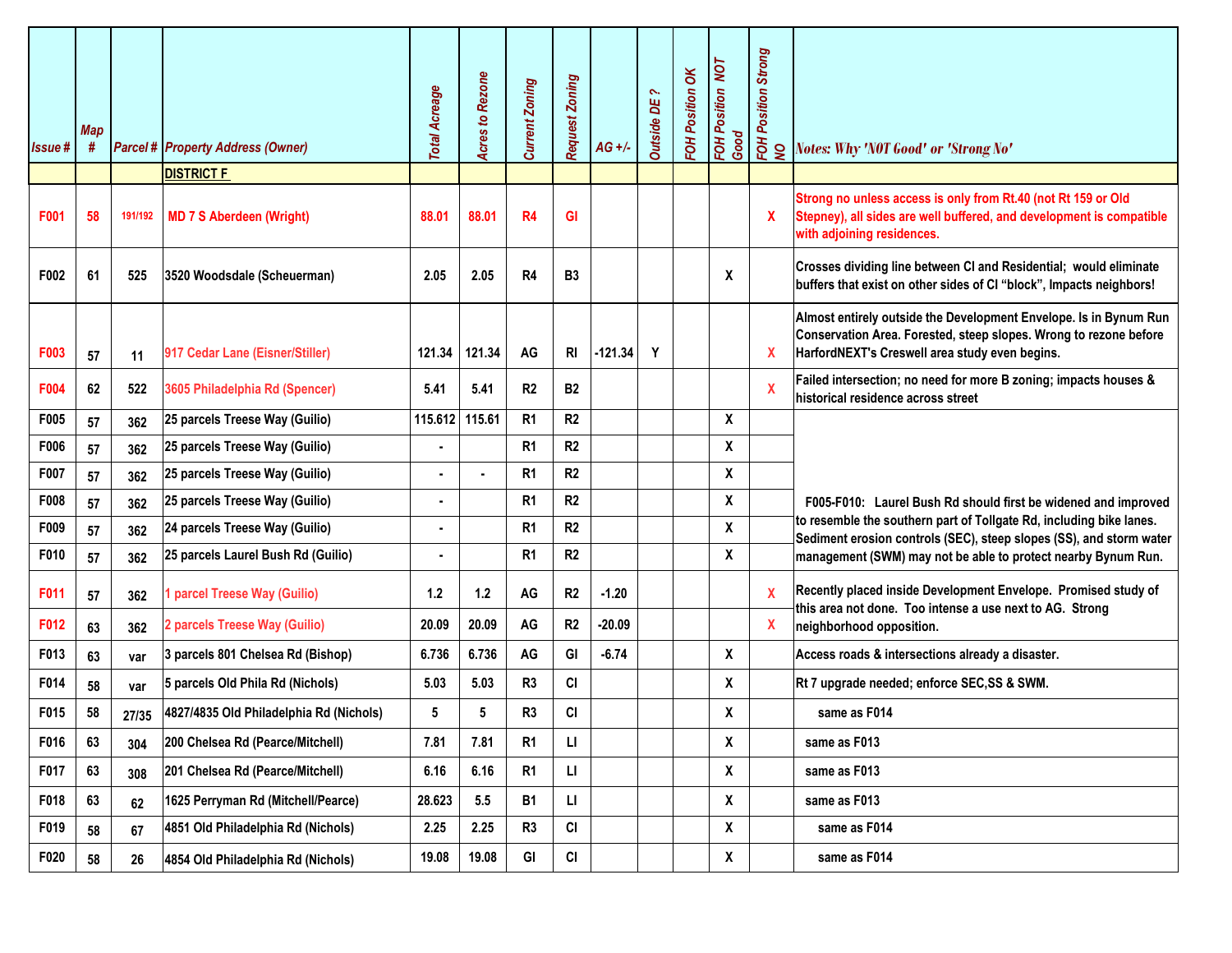| Issue # | Map # | Parcel # | Property Address (Owner) | Total Acreage | Acres to Rezone | Current Zoning | Request Zoning | AG +/- | Outside DE ? | FOH Position OK | FOH Position NOT Good | FOH Position Strong NO | *Notes: Why 'NOT Good' or 'Strong No'* |
|---|---|---|---|---|---|---|---|---|---|---|---|---|---|
| | | | **DISTRICT F** | | | | | | | | | | |
| F001 | 58 | 191/192 | MD 7 S Aberdeen (Wright) | 88.01 | 88.01 | R4 | GI | | | | | X | Strong no unless access is only from Rt.40 (not Rt 159 or Old Stepney), all sides are well buffered, and development is compatible with adjoining residences. |
| F002 | 61 | 525 | 3520 Woodsdale (Scheuerman) | 2.05 | 2.05 | R4 | B3 | | | | X | | Crosses dividing line between CI and Residential; would eliminate buffers that exist on other sides of CI "block", Impacts neighbors! |
| F003 | 57 | 11 | 917 Cedar Lane (Eisner/Stiller) | 121.34 | 121.34 | AG | RI | -121.34 | Y | | | X | Almost entirely outside the Development Envelope. Is in Bynum Run Conservation Area. Forested, steep slopes. Wrong to rezone before HarfordNEXT's Creswell area study even begins. |
| F004 | 62 | 522 | 3605 Philadelphia Rd (Spencer) | 5.41 | 5.41 | R2 | B2 | | | | | X | Failed intersection; no need for more B zoning; impacts houses & historical residence across street |
| F005 | 57 | 362 | 25 parcels Treese Way (Guilio) | 115.612 | 115.61 | R1 | R2 | | | | X | | F005-F010: Laurel Bush Rd should first be widened and improved to resemble the southern part of Tollgate Rd, including bike lanes. Sediment erosion controls (SEC), steep slopes (SS), and storm water management (SWM) may not be able to protect nearby Bynum Run. |
| F006 | 57 | 362 | 25 parcels Treese Way (Guilio) | - | | R1 | R2 | | | | X | | |
| F007 | 57 | 362 | 25 parcels Treese Way (Guilio) | - | - | R1 | R2 | | | | X | | |
| F008 | 57 | 362 | 25 parcels Treese Way (Guilio) | - | | R1 | R2 | | | | X | | |
| F009 | 57 | 362 | 24 parcels Treese Way (Guilio) | - | | R1 | R2 | | | | X | | |
| F010 | 57 | 362 | 25 parcels Laurel Bush Rd (Guilio) | - | | R1 | R2 | | | | X | | |
| F011 | 57 | 362 | 1 parcel Treese Way (Guilio) | 1.2 | 1.2 | AG | R2 | -1.20 | | | | X | Recently placed inside Development Envelope. Promised study of this area not done. Too intense a use next to AG. Strong neighborhood opposition. |
| F012 | 63 | 362 | 2 parcels Treese Way (Guilio) | 20.09 | 20.09 | AG | R2 | -20.09 | | | | X | |
| F013 | 63 | var | 3 parcels 801 Chelsea Rd (Bishop) | 6.736 | 6.736 | AG | GI | -6.74 | | | X | | Access roads & intersections already a disaster. |
| F014 | 58 | var | 5 parcels Old Phila Rd (Nichols) | 5.03 | 5.03 | R3 | CI | | | | X | | Rt 7 upgrade needed; enforce SEC,SS & SWM. |
| F015 | 58 | 27/35 | 4827/4835 Old Philadelphia Rd (Nichols) | 5 | 5 | R3 | CI | | | | X | | same as F014 |
| F016 | 63 | 304 | 200 Chelsea Rd (Pearce/Mitchell) | 7.81 | 7.81 | R1 | LI | | | | X | | same as F013 |
| F017 | 63 | 308 | 201 Chelsea Rd (Pearce/Mitchell) | 6.16 | 6.16 | R1 | LI | | | | X | | same as F013 |
| F018 | 63 | 62 | 1625 Perryman Rd (Mitchell/Pearce) | 28.623 | 5.5 | B1 | LI | | | | X | | same as F013 |
| F019 | 58 | 67 | 4851 Old Philadelphia Rd (Nichols) | 2.25 | 2.25 | R3 | CI | | | | X | | same as F014 |
| F020 | 58 | 26 | 4854 Old Philadelphia Rd (Nichols) | 19.08 | 19.08 | GI | CI | | | | X | | same as F014 |